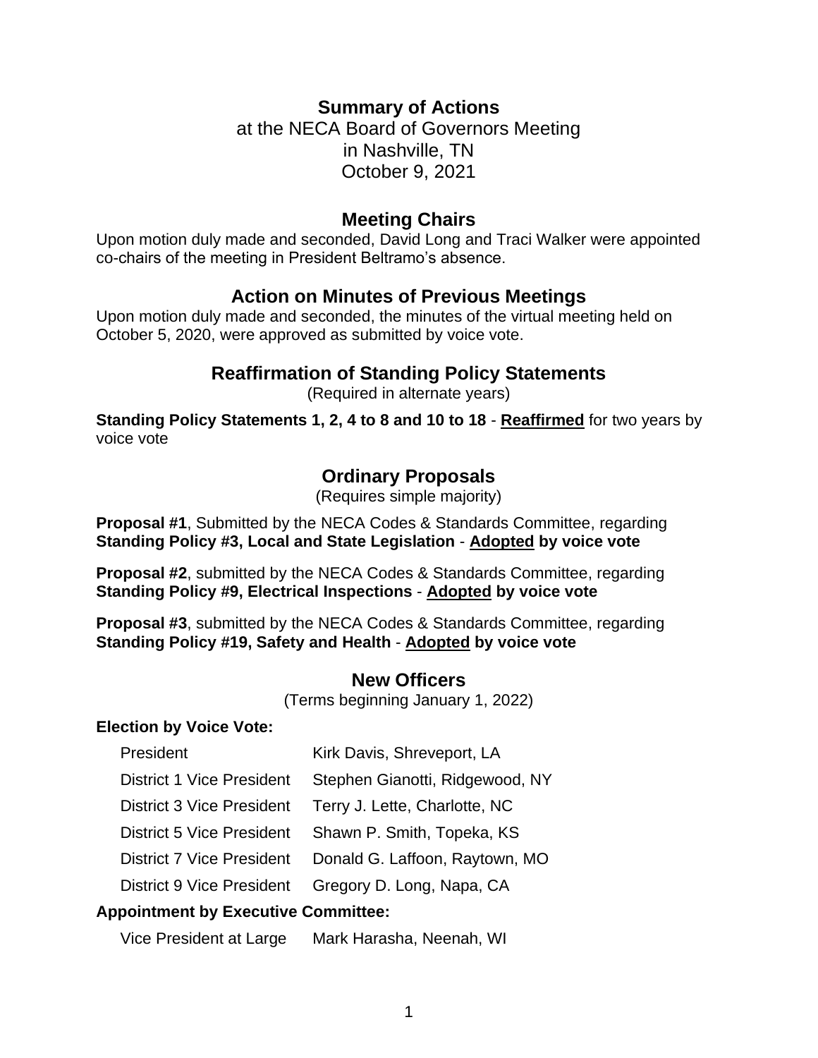# Summary of Actions

at the NECA Board of Governors Meeting
in Nashville, TN
October 9, 2021

## Meeting Chairs

Upon motion duly made and seconded, David Long and Traci Walker were appointed co-chairs of the meeting in President Beltramo's absence.

## Action on Minutes of Previous Meetings

Upon motion duly made and seconded, the minutes of the virtual meeting held on October 5, 2020, were approved as submitted by voice vote.

## Reaffirmation of Standing Policy Statements

(Required in alternate years)

**Standing Policy Statements 1, 2, 4 to 8 and 10 to 18** - **<u>Reaffirmed</u>** for two years by voice vote

## Ordinary Proposals

(Requires simple majority)

**Proposal #1**, Submitted by the NECA Codes & Standards Committee, regarding **Standing Policy #3, Local and State Legislation** - **<u>Adopted</u> by voice vote**

**Proposal #2**, submitted by the NECA Codes & Standards Committee, regarding **Standing Policy #9, Electrical Inspections** - **<u>Adopted</u> by voice vote**

**Proposal #3**, submitted by the NECA Codes & Standards Committee, regarding **Standing Policy #19, Safety and Health** - **<u>Adopted</u> by voice vote**

## New Officers

(Terms beginning January 1, 2022)

**Election by Voice Vote:**

| | |
|---|---|
| President | Kirk Davis, Shreveport, LA |
| District 1 Vice President | Stephen Gianotti, Ridgewood, NY |
| District 3 Vice President | Terry J. Lette, Charlotte, NC |
| District 5 Vice President | Shawn P. Smith, Topeka, KS |
| District 7 Vice President | Donald G. Laffoon, Raytown, MO |
| District 9 Vice President | Gregory D. Long, Napa, CA |

**Appointment by Executive Committee:**

| | |
|---|---|
| Vice President at Large | Mark Harasha, Neenah, WI |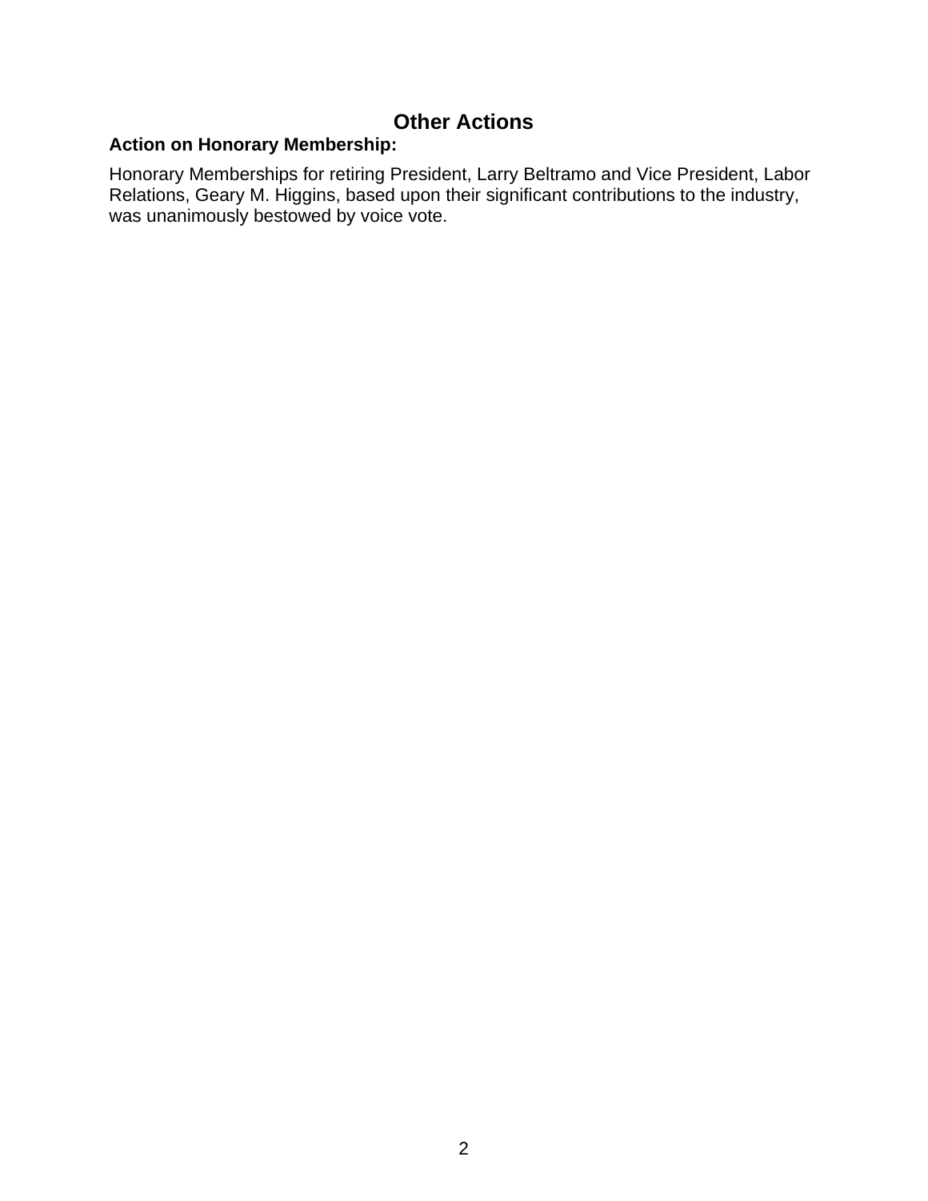## Other Actions

**Action on Honorary Membership:**

Honorary Memberships for retiring President, Larry Beltramo and Vice President, Labor Relations, Geary M. Higgins, based upon their significant contributions to the industry, was unanimously bestowed by voice vote.